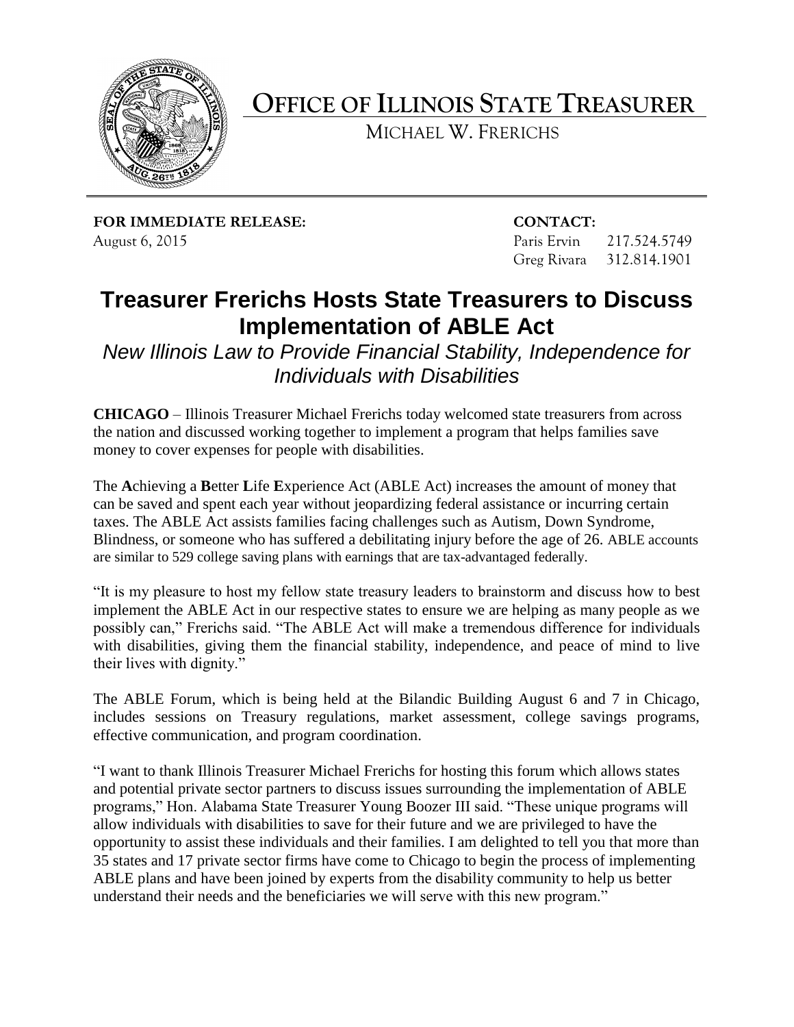# OFFICE OF ILLINOIS STATE TREASURER

MICHAEL W. FRERICHS

**FOR IMMEDIATE RELEASE:**
August 6, 2015

**CONTACT:**
Paris Ervin 217.524.5749
Greg Rivara 312.814.1901

## Treasurer Frerichs Hosts State Treasurers to Discuss Implementation of ABLE Act

*New Illinois Law to Provide Financial Stability, Independence for Individuals with Disabilities*

**CHICAGO** – Illinois Treasurer Michael Frerichs today welcomed state treasurers from across the nation and discussed working together to implement a program that helps families save money to cover expenses for people with disabilities.

The **A**chieving a **B**etter **L**ife **E**xperience Act (ABLE Act) increases the amount of money that can be saved and spent each year without jeopardizing federal assistance or incurring certain taxes. The ABLE Act assists families facing challenges such as Autism, Down Syndrome, Blindness, or someone who has suffered a debilitating injury before the age of 26. ABLE accounts are similar to 529 college saving plans with earnings that are tax-advantaged federally.

"It is my pleasure to host my fellow state treasury leaders to brainstorm and discuss how to best implement the ABLE Act in our respective states to ensure we are helping as many people as we possibly can," Frerichs said. "The ABLE Act will make a tremendous difference for individuals with disabilities, giving them the financial stability, independence, and peace of mind to live their lives with dignity."

The ABLE Forum, which is being held at the Bilandic Building August 6 and 7 in Chicago, includes sessions on Treasury regulations, market assessment, college savings programs, effective communication, and program coordination.

"I want to thank Illinois Treasurer Michael Frerichs for hosting this forum which allows states and potential private sector partners to discuss issues surrounding the implementation of ABLE programs," Hon. Alabama State Treasurer Young Boozer III said. "These unique programs will allow individuals with disabilities to save for their future and we are privileged to have the opportunity to assist these individuals and their families. I am delighted to tell you that more than 35 states and 17 private sector firms have come to Chicago to begin the process of implementing ABLE plans and have been joined by experts from the disability community to help us better understand their needs and the beneficiaries we will serve with this new program."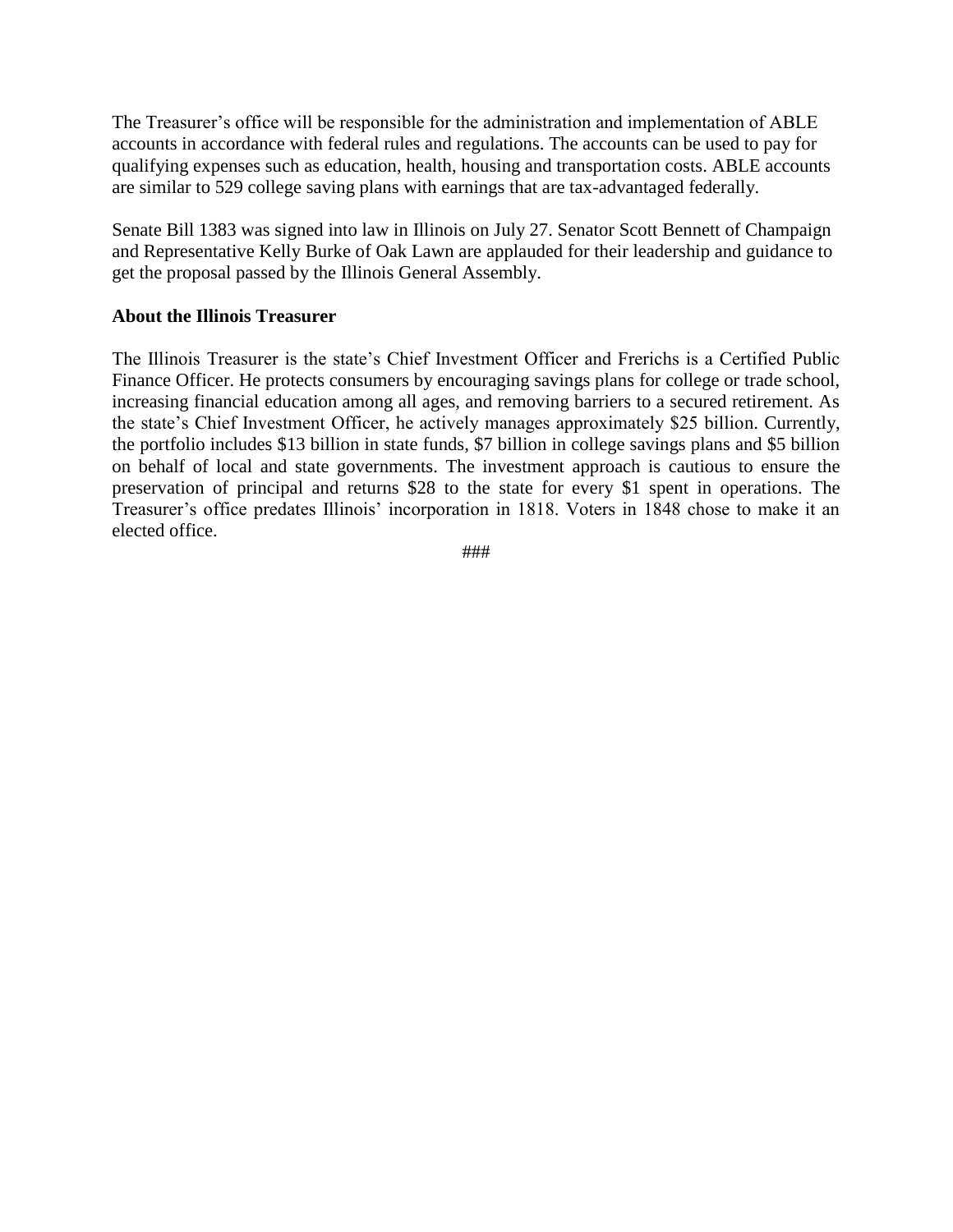The Treasurer's office will be responsible for the administration and implementation of ABLE accounts in accordance with federal rules and regulations. The accounts can be used to pay for qualifying expenses such as education, health, housing and transportation costs. ABLE accounts are similar to 529 college saving plans with earnings that are tax-advantaged federally.

Senate Bill 1383 was signed into law in Illinois on July 27. Senator Scott Bennett of Champaign and Representative Kelly Burke of Oak Lawn are applauded for their leadership and guidance to get the proposal passed by the Illinois General Assembly.

**About the Illinois Treasurer**

The Illinois Treasurer is the state's Chief Investment Officer and Frerichs is a Certified Public Finance Officer. He protects consumers by encouraging savings plans for college or trade school, increasing financial education among all ages, and removing barriers to a secured retirement. As the state's Chief Investment Officer, he actively manages approximately $25 billion. Currently, the portfolio includes $13 billion in state funds, $7 billion in college savings plans and $5 billion on behalf of local and state governments. The investment approach is cautious to ensure the preservation of principal and returns $28 to the state for every $1 spent in operations. The Treasurer's office predates Illinois' incorporation in 1818. Voters in 1848 chose to make it an elected office.

###